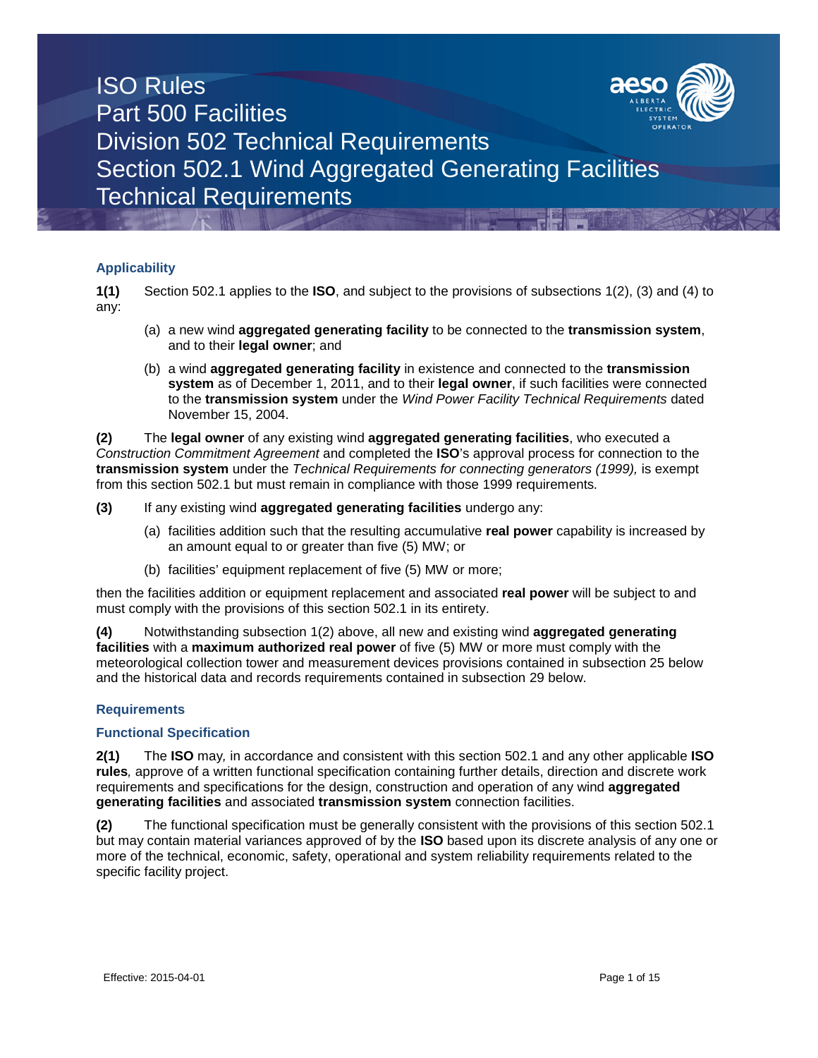# ISO Rules
# Part 500 Facilities
# Division 502 Technical Requirements
# Section 502.1 Wind Aggregated Generating Facilities Technical Requirements

### Applicability

**1(1)** Section 502.1 applies to the **ISO**, and subject to the provisions of subsections 1(2), (3) and (4) to any:

(a) a new wind **aggregated generating facility** to be connected to the **transmission system**, and to their **legal owner**; and

(b) a wind **aggregated generating facility** in existence and connected to the **transmission system** as of December 1, 2011, and to their **legal owner**, if such facilities were connected to the **transmission system** under the *Wind Power Facility Technical Requirements* dated November 15, 2004.

**(2)** The **legal owner** of any existing wind **aggregated generating facilities**, who executed a *Construction Commitment Agreement* and completed the **ISO**'s approval process for connection to the **transmission system** under the *Technical Requirements for connecting generators (1999),* is exempt from this section 502.1 but must remain in compliance with those 1999 requirements*.*

**(3)** If any existing wind **aggregated generating facilities** undergo any:

(a) facilities addition such that the resulting accumulative **real power** capability is increased by an amount equal to or greater than five (5) MW; or

(b) facilities' equipment replacement of five (5) MW or more;

then the facilities addition or equipment replacement and associated **real power** will be subject to and must comply with the provisions of this section 502.1 in its entirety.

**(4)** Notwithstanding subsection 1(2) above, all new and existing wind **aggregated generating facilities** with a **maximum authorized real power** of five (5) MW or more must comply with the meteorological collection tower and measurement devices provisions contained in subsection 25 below and the historical data and records requirements contained in subsection 29 below.

### Requirements

### Functional Specification

**2(1)** The **ISO** may*,* in accordance and consistent with this section 502.1 and any other applicable **ISO rules***,* approve of a written functional specification containing further details, direction and discrete work requirements and specifications for the design, construction and operation of any wind **aggregated generating facilities** and associated **transmission system** connection facilities.

**(2)** The functional specification must be generally consistent with the provisions of this section 502.1 but may contain material variances approved of by the **ISO** based upon its discrete analysis of any one or more of the technical, economic, safety, operational and system reliability requirements related to the specific facility project.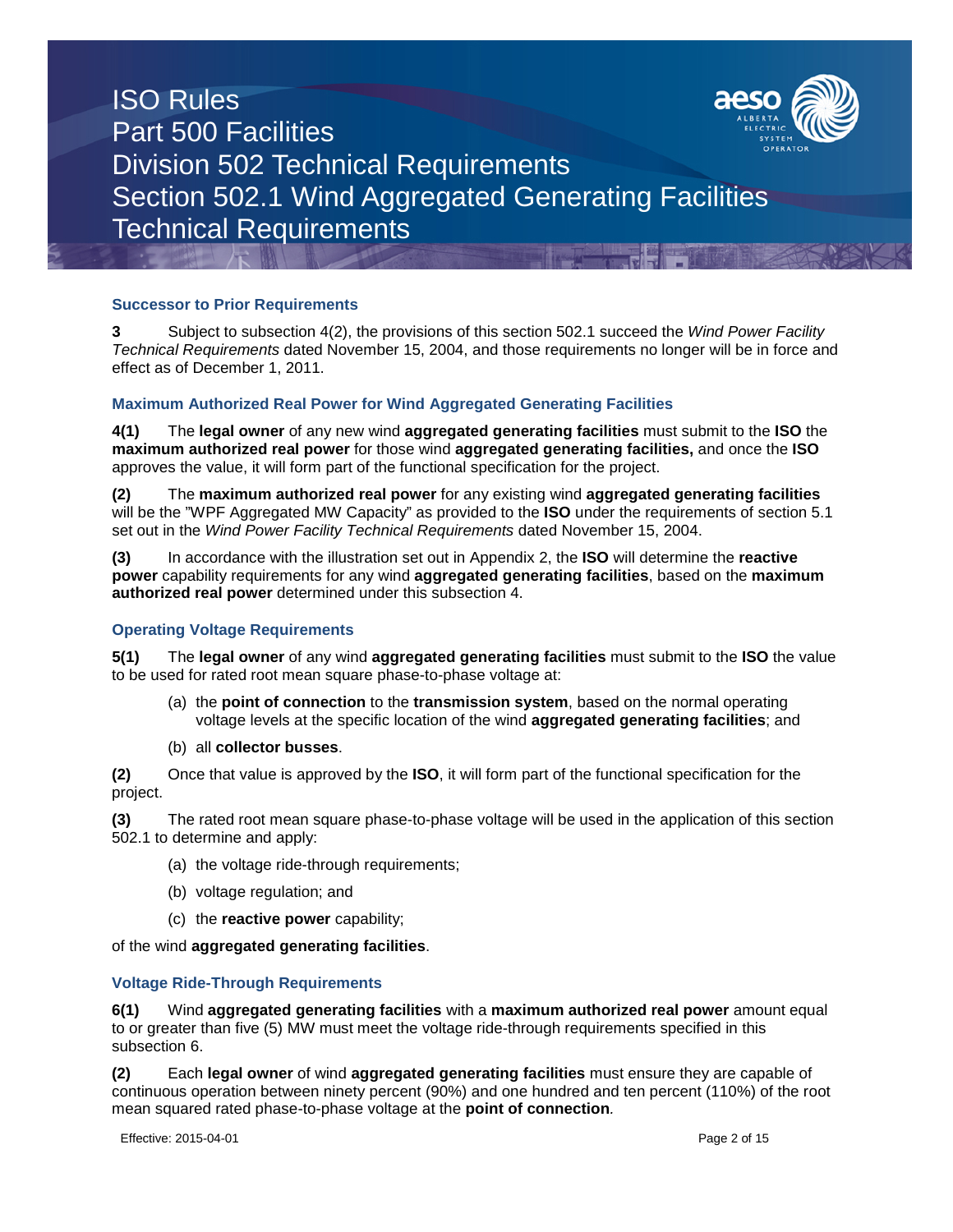### Successor to Prior Requirements

**3** Subject to subsection 4(2), the provisions of this section 502.1 succeed the *Wind Power Facility Technical Requirements* dated November 15, 2004, and those requirements no longer will be in force and effect as of December 1, 2011.

### Maximum Authorized Real Power for Wind Aggregated Generating Facilities

**4(1)** The **legal owner** of any new wind **aggregated generating facilities** must submit to the **ISO** the **maximum authorized real power** for those wind **aggregated generating facilities,** and once the **ISO** approves the value, it will form part of the functional specification for the project.

**(2)** The **maximum authorized real power** for any existing wind **aggregated generating facilities** will be the "WPF Aggregated MW Capacity" as provided to the **ISO** under the requirements of section 5.1 set out in the *Wind Power Facility Technical Requirements* dated November 15, 2004.

**(3)** In accordance with the illustration set out in Appendix 2, the **ISO** will determine the **reactive power** capability requirements for any wind **aggregated generating facilities**, based on the **maximum authorized real power** determined under this subsection 4.

### Operating Voltage Requirements

**5(1)** The **legal owner** of any wind **aggregated generating facilities** must submit to the **ISO** the value to be used for rated root mean square phase-to-phase voltage at:

(a) the **point of connection** to the **transmission system**, based on the normal operating voltage levels at the specific location of the wind **aggregated generating facilities**; and

(b) all **collector busses**.

**(2)** Once that value is approved by the **ISO**, it will form part of the functional specification for the project.

**(3)** The rated root mean square phase-to-phase voltage will be used in the application of this section 502.1 to determine and apply:

(a) the voltage ride-through requirements;

(b) voltage regulation; and

(c) the **reactive power** capability;

of the wind **aggregated generating facilities**.

### Voltage Ride-Through Requirements

**6(1)** Wind **aggregated generating facilities** with a **maximum authorized real power** amount equal to or greater than five (5) MW must meet the voltage ride-through requirements specified in this subsection 6.

**(2)** Each **legal owner** of wind **aggregated generating facilities** must ensure they are capable of continuous operation between ninety percent (90%) and one hundred and ten percent (110%) of the root mean squared rated phase-to-phase voltage at the ***point of connection***.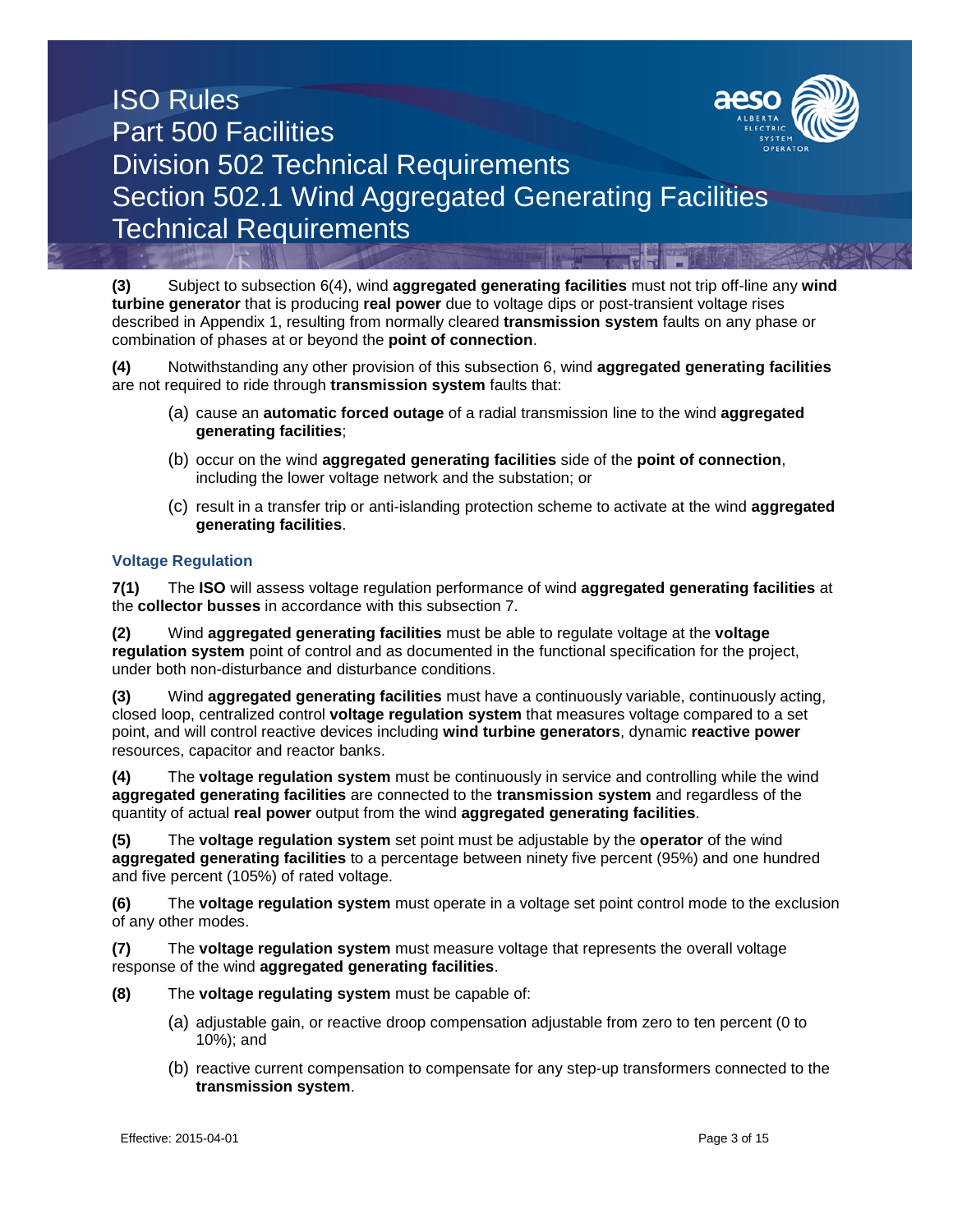**(3)** Subject to subsection 6(4), wind **aggregated generating facilities** must not trip off-line any **wind turbine generator** that is producing **real power** due to voltage dips or post-transient voltage rises described in Appendix 1, resulting from normally cleared **transmission system** faults on any phase or combination of phases at or beyond the **point of connection**.

**(4)** Notwithstanding any other provision of this subsection 6, wind **aggregated generating facilities** are not required to ride through **transmission system** faults that:

(a) cause an **automatic forced outage** of a radial transmission line to the wind **aggregated generating facilities**;

(b) occur on the wind **aggregated generating facilities** side of the **point of connection**, including the lower voltage network and the substation; or

(c) result in a transfer trip or anti-islanding protection scheme to activate at the wind **aggregated generating facilities**.

### Voltage Regulation

**7(1)** The **ISO** will assess voltage regulation performance of wind **aggregated generating facilities** at the **collector busses** in accordance with this subsection 7.

**(2)** Wind **aggregated generating facilities** must be able to regulate voltage at the **voltage regulation system** point of control and as documented in the functional specification for the project, under both non-disturbance and disturbance conditions.

**(3)** Wind **aggregated generating facilities** must have a continuously variable, continuously acting, closed loop, centralized control **voltage regulation system** that measures voltage compared to a set point, and will control reactive devices including **wind turbine generators**, dynamic **reactive power** resources, capacitor and reactor banks.

**(4)** The **voltage regulation system** must be continuously in service and controlling while the wind **aggregated generating facilities** are connected to the **transmission system** and regardless of the quantity of actual **real power** output from the wind **aggregated generating facilities**.

**(5)** The **voltage regulation system** set point must be adjustable by the **operator** of the wind **aggregated generating facilities** to a percentage between ninety five percent (95%) and one hundred and five percent (105%) of rated voltage.

**(6)** The **voltage regulation system** must operate in a voltage set point control mode to the exclusion of any other modes.

**(7)** The **voltage regulation system** must measure voltage that represents the overall voltage response of the wind **aggregated generating facilities**.

**(8)** The **voltage regulating system** must be capable of:

(a) adjustable gain, or reactive droop compensation adjustable from zero to ten percent (0 to 10%); and

(b) reactive current compensation to compensate for any step-up transformers connected to the **transmission system**.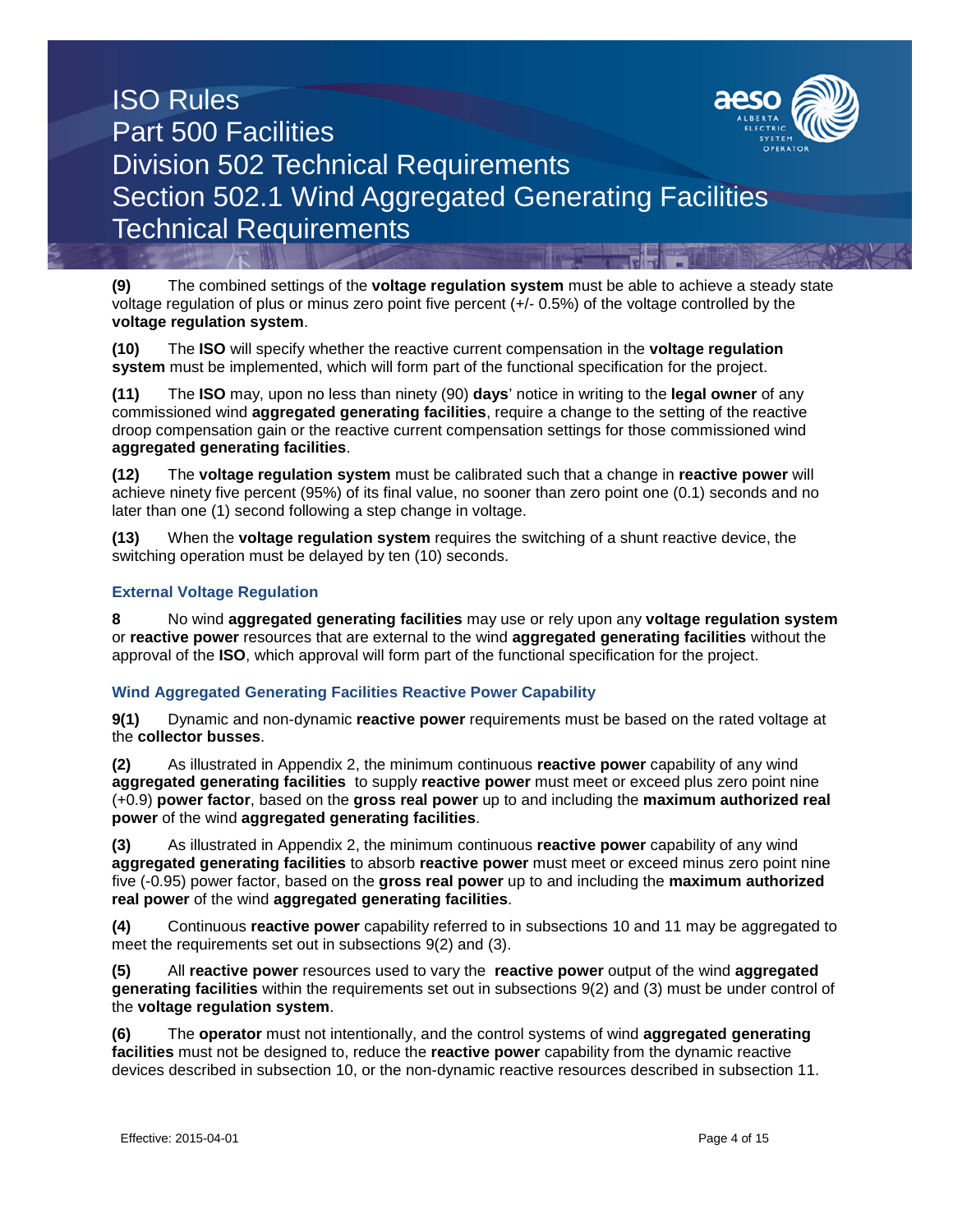**(9)** The combined settings of the **voltage regulation system** must be able to achieve a steady state voltage regulation of plus or minus zero point five percent (+/- 0.5%) of the voltage controlled by the **voltage regulation system**.

**(10)** The **ISO** will specify whether the reactive current compensation in the **voltage regulation system** must be implemented, which will form part of the functional specification for the project.

**(11)** The **ISO** may, upon no less than ninety (90) **days**' notice in writing to the **legal owner** of any commissioned wind **aggregated generating facilities**, require a change to the setting of the reactive droop compensation gain or the reactive current compensation settings for those commissioned wind **aggregated generating facilities**.

**(12)** The **voltage regulation system** must be calibrated such that a change in **reactive power** will achieve ninety five percent (95%) of its final value, no sooner than zero point one (0.1) seconds and no later than one (1) second following a step change in voltage.

**(13)** When the **voltage regulation system** requires the switching of a shunt reactive device, the switching operation must be delayed by ten (10) seconds.

### External Voltage Regulation

**8** No wind **aggregated generating facilities** may use or rely upon any **voltage regulation system** or **reactive power** resources that are external to the wind **aggregated generating facilities** without the approval of the **ISO**, which approval will form part of the functional specification for the project.

### Wind Aggregated Generating Facilities Reactive Power Capability

**9(1)** Dynamic and non-dynamic **reactive power** requirements must be based on the rated voltage at the **collector busses**.

**(2)** As illustrated in Appendix 2, the minimum continuous **reactive power** capability of any wind **aggregated generating facilities** to supply **reactive power** must meet or exceed plus zero point nine (+0.9) **power factor**, based on the **gross real power** up to and including the **maximum authorized real power** of the wind **aggregated generating facilities**.

**(3)** As illustrated in Appendix 2, the minimum continuous **reactive power** capability of any wind **aggregated generating facilities** to absorb **reactive power** must meet or exceed minus zero point nine five (-0.95) power factor, based on the **gross real power** up to and including the **maximum authorized real power** of the wind **aggregated generating facilities**.

**(4)** Continuous **reactive power** capability referred to in subsections 10 and 11 may be aggregated to meet the requirements set out in subsections 9(2) and (3).

**(5)** All **reactive power** resources used to vary the **reactive power** output of the wind **aggregated generating facilities** within the requirements set out in subsections 9(2) and (3) must be under control of the **voltage regulation system**.

**(6)** The **operator** must not intentionally, and the control systems of wind **aggregated generating facilities** must not be designed to, reduce the **reactive power** capability from the dynamic reactive devices described in subsection 10, or the non-dynamic reactive resources described in subsection 11.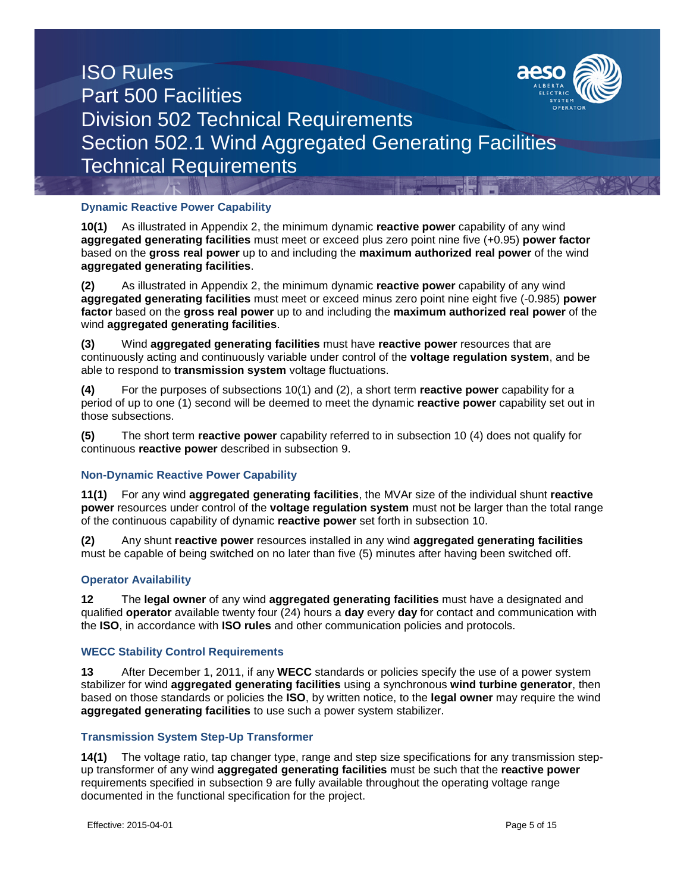### Dynamic Reactive Power Capability

**10(1)** As illustrated in Appendix 2, the minimum dynamic **reactive power** capability of any wind **aggregated generating facilities** must meet or exceed plus zero point nine five (+0.95) **power factor** based on the **gross real power** up to and including the **maximum authorized real power** of the wind **aggregated generating facilities**.

**(2)** As illustrated in Appendix 2, the minimum dynamic **reactive power** capability of any wind **aggregated generating facilities** must meet or exceed minus zero point nine eight five (-0.985) **power factor** based on the **gross real power** up to and including the **maximum authorized real power** of the wind **aggregated generating facilities**.

**(3)** Wind **aggregated generating facilities** must have **reactive power** resources that are continuously acting and continuously variable under control of the **voltage regulation system**, and be able to respond to **transmission system** voltage fluctuations.

**(4)** For the purposes of subsections 10(1) and (2), a short term **reactive power** capability for a period of up to one (1) second will be deemed to meet the dynamic **reactive power** capability set out in those subsections.

**(5)** The short term **reactive power** capability referred to in subsection 10 (4) does not qualify for continuous **reactive power** described in subsection 9.

### Non-Dynamic Reactive Power Capability

**11(1)** For any wind **aggregated generating facilities**, the MVAr size of the individual shunt **reactive power** resources under control of the **voltage regulation system** must not be larger than the total range of the continuous capability of dynamic **reactive power** set forth in subsection 10.

**(2)** Any shunt **reactive power** resources installed in any wind **aggregated generating facilities** must be capable of being switched on no later than five (5) minutes after having been switched off.

### Operator Availability

**12** The **legal owner** of any wind **aggregated generating facilities** must have a designated and qualified **operator** available twenty four (24) hours a **day** every **day** for contact and communication with the **ISO**, in accordance with **ISO rules** and other communication policies and protocols.

### WECC Stability Control Requirements

**13** After December 1, 2011, if any **WECC** standards or policies specify the use of a power system stabilizer for wind **aggregated generating facilities** using a synchronous **wind turbine generator**, then based on those standards or policies the **ISO**, by written notice, to the **legal owner** may require the wind **aggregated generating facilities** to use such a power system stabilizer.

### Transmission System Step-Up Transformer

**14(1)** The voltage ratio, tap changer type, range and step size specifications for any transmission step-up transformer of any wind **aggregated generating facilities** must be such that the **reactive power** requirements specified in subsection 9 are fully available throughout the operating voltage range documented in the functional specification for the project.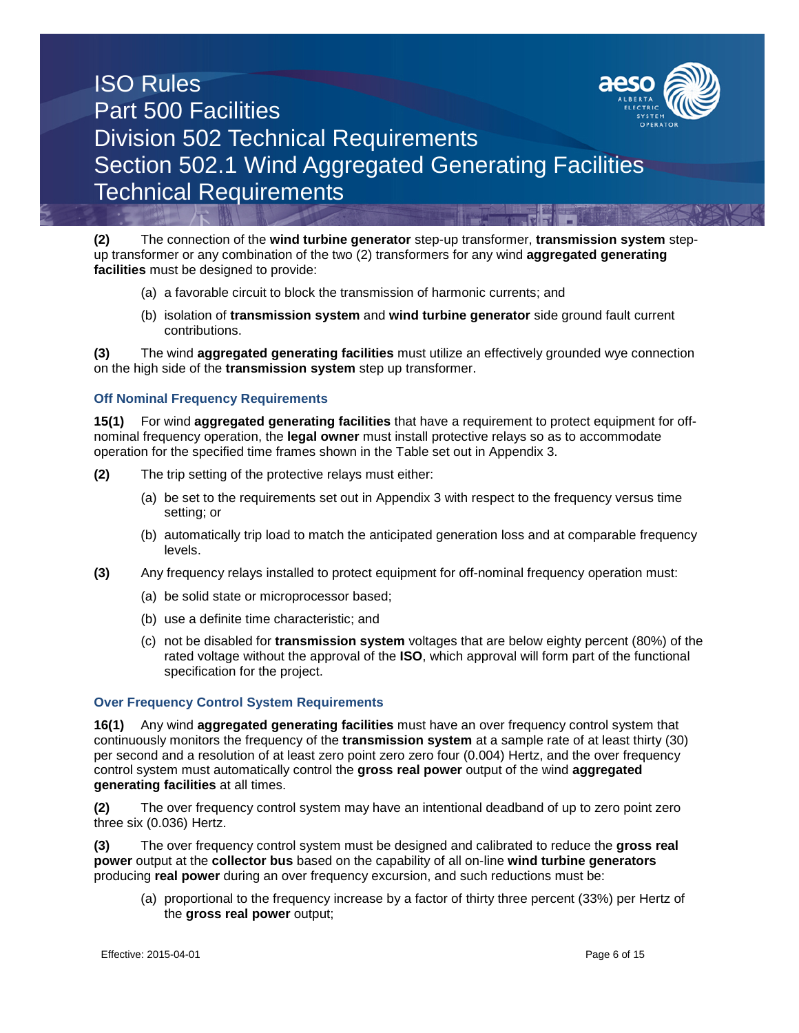**(2)** The connection of the **wind turbine generator** step-up transformer, **transmission system** step-up transformer or any combination of the two (2) transformers for any wind **aggregated generating facilities** must be designed to provide:

(a) a favorable circuit to block the transmission of harmonic currents; and

(b) isolation of **transmission system** and **wind turbine generator** side ground fault current contributions.

**(3)** The wind **aggregated generating facilities** must utilize an effectively grounded wye connection on the high side of the **transmission system** step up transformer.

### Off Nominal Frequency Requirements

**15(1)** For wind **aggregated generating facilities** that have a requirement to protect equipment for off-nominal frequency operation, the **legal owner** must install protective relays so as to accommodate operation for the specified time frames shown in the Table set out in Appendix 3.

**(2)** The trip setting of the protective relays must either:

(a) be set to the requirements set out in Appendix 3 with respect to the frequency versus time setting; or

(b) automatically trip load to match the anticipated generation loss and at comparable frequency levels.

**(3)** Any frequency relays installed to protect equipment for off-nominal frequency operation must:

(a) be solid state or microprocessor based;

(b) use a definite time characteristic; and

(c) not be disabled for **transmission system** voltages that are below eighty percent (80%) of the rated voltage without the approval of the **ISO**, which approval will form part of the functional specification for the project.

### Over Frequency Control System Requirements

**16(1)** Any wind **aggregated generating facilities** must have an over frequency control system that continuously monitors the frequency of the **transmission system** at a sample rate of at least thirty (30) per second and a resolution of at least zero point zero zero four (0.004) Hertz, and the over frequency control system must automatically control the **gross real power** output of the wind **aggregated generating facilities** at all times.

**(2)** The over frequency control system may have an intentional deadband of up to zero point zero three six (0.036) Hertz.

**(3)** The over frequency control system must be designed and calibrated to reduce the **gross real power** output at the **collector bus** based on the capability of all on-line **wind turbine generators** producing **real power** during an over frequency excursion, and such reductions must be:

(a) proportional to the frequency increase by a factor of thirty three percent (33%) per Hertz of the **gross real power** output;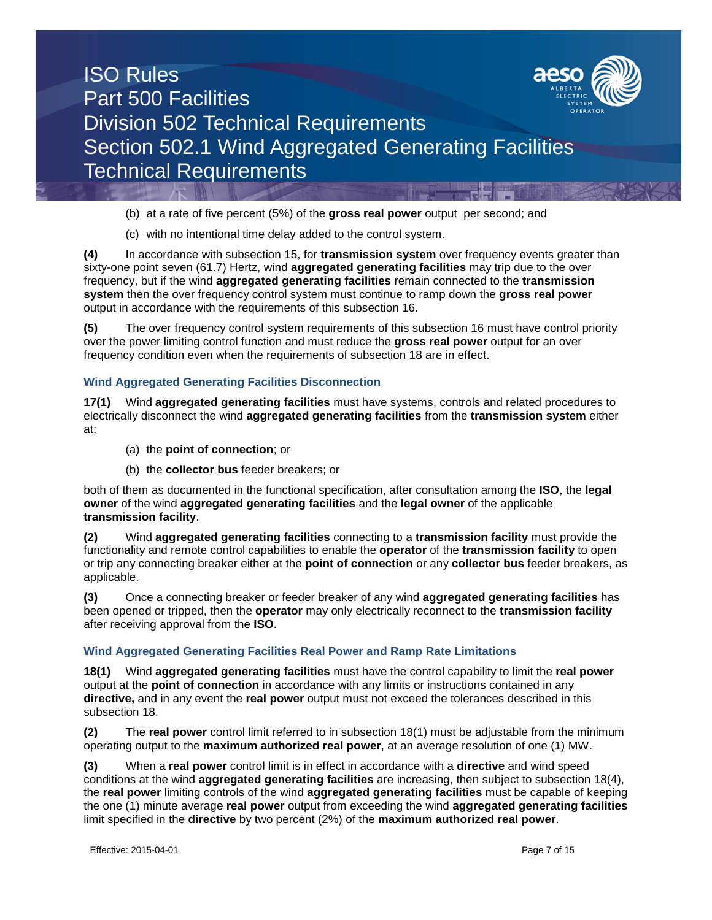(b) at a rate of five percent (5%) of the **gross real power** output per second; and

(c) with no intentional time delay added to the control system.

**(4)** In accordance with subsection 15, for **transmission system** over frequency events greater than sixty-one point seven (61.7) Hertz, wind **aggregated generating facilities** may trip due to the over frequency, but if the wind **aggregated generating facilities** remain connected to the **transmission system** then the over frequency control system must continue to ramp down the **gross real power** output in accordance with the requirements of this subsection 16.

**(5)** The over frequency control system requirements of this subsection 16 must have control priority over the power limiting control function and must reduce the **gross real power** output for an over frequency condition even when the requirements of subsection 18 are in effect.

### Wind Aggregated Generating Facilities Disconnection

**17(1)** Wind **aggregated generating facilities** must have systems, controls and related procedures to electrically disconnect the wind **aggregated generating facilities** from the **transmission system** either at:

(a) the **point of connection**; or

(b) the **collector bus** feeder breakers; or

both of them as documented in the functional specification, after consultation among the **ISO**, the **legal owner** of the wind **aggregated generating facilities** and the **legal owner** of the applicable **transmission facility**.

**(2)** Wind **aggregated generating facilities** connecting to a **transmission facility** must provide the functionality and remote control capabilities to enable the **operator** of the **transmission facility** to open or trip any connecting breaker either at the **point of connection** or any **collector bus** feeder breakers, as applicable.

**(3)** Once a connecting breaker or feeder breaker of any wind **aggregated generating facilities** has been opened or tripped, then the **operator** may only electrically reconnect to the **transmission facility** after receiving approval from the **ISO**.

### Wind Aggregated Generating Facilities Real Power and Ramp Rate Limitations

**18(1)** Wind **aggregated generating facilities** must have the control capability to limit the **real power** output at the **point of connection** in accordance with any limits or instructions contained in any **directive,** and in any event the **real power** output must not exceed the tolerances described in this subsection 18.

**(2)** The **real power** control limit referred to in subsection 18(1) must be adjustable from the minimum operating output to the **maximum authorized real power**, at an average resolution of one (1) MW.

**(3)** When a **real power** control limit is in effect in accordance with a **directive** and wind speed conditions at the wind **aggregated generating facilities** are increasing, then subject to subsection 18(4), the **real power** limiting controls of the wind **aggregated generating facilities** must be capable of keeping the one (1) minute average **real power** output from exceeding the wind **aggregated generating facilities** limit specified in the **directive** by two percent (2%) of the **maximum authorized real power**.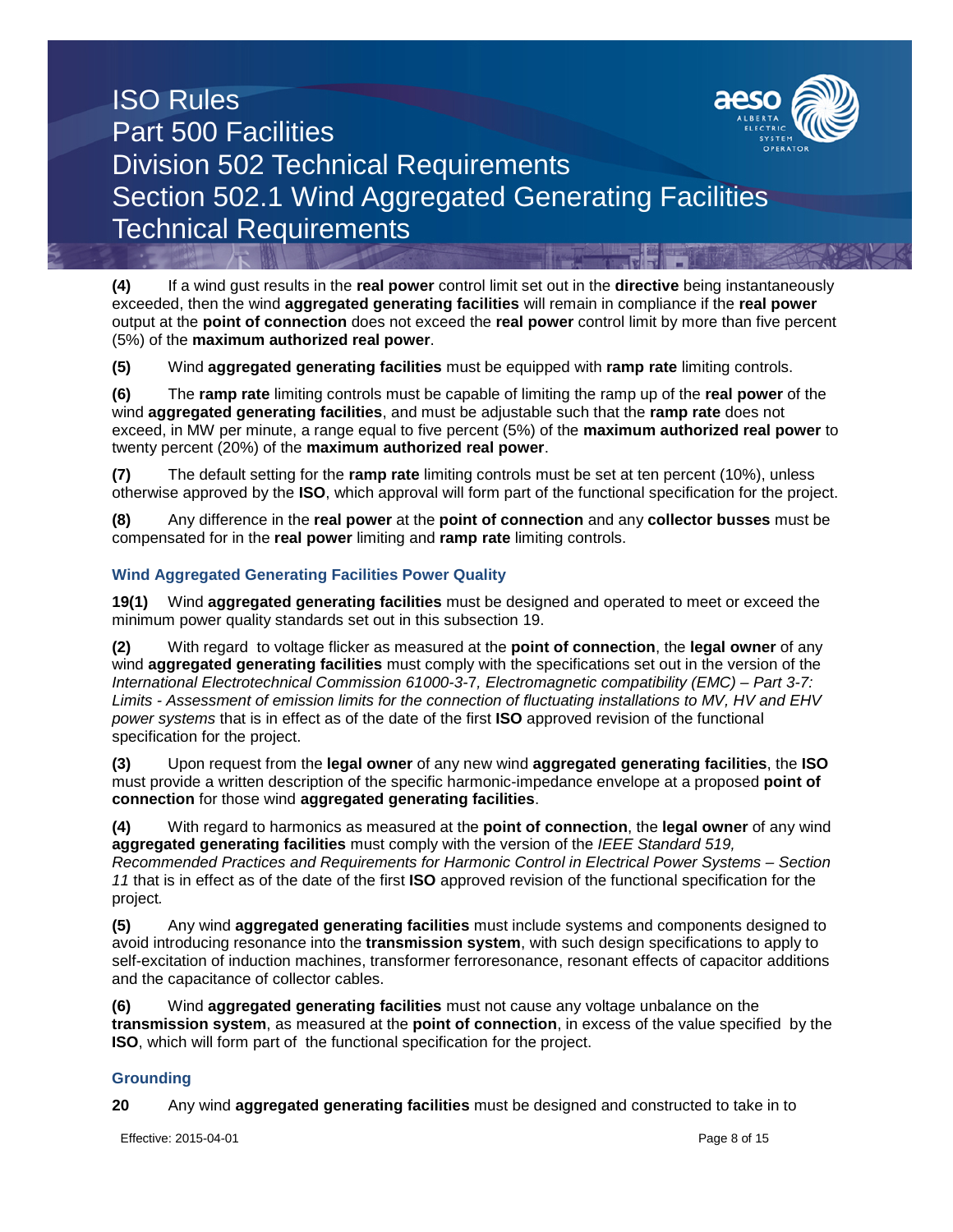**(4)** If a wind gust results in the **real power** control limit set out in the **directive** being instantaneously exceeded, then the wind **aggregated generating facilities** will remain in compliance if the **real power** output at the **point of connection** does not exceed the **real power** control limit by more than five percent (5%) of the **maximum authorized real power**.

**(5)** Wind **aggregated generating facilities** must be equipped with **ramp rate** limiting controls.

**(6)** The **ramp rate** limiting controls must be capable of limiting the ramp up of the **real power** of the wind **aggregated generating facilities**, and must be adjustable such that the **ramp rate** does not exceed, in MW per minute, a range equal to five percent (5%) of the **maximum authorized real power** to twenty percent (20%) of the **maximum authorized real power**.

**(7)** The default setting for the **ramp rate** limiting controls must be set at ten percent (10%), unless otherwise approved by the **ISO**, which approval will form part of the functional specification for the project.

**(8)** Any difference in the **real power** at the **point of connection** and any **collector busses** must be compensated for in the **real power** limiting and **ramp rate** limiting controls.

### Wind Aggregated Generating Facilities Power Quality

**19(1)** Wind **aggregated generating facilities** must be designed and operated to meet or exceed the minimum power quality standards set out in this subsection 19.

**(2)** With regard to voltage flicker as measured at the **point of connection**, the **legal owner** of any wind **aggregated generating facilities** must comply with the specifications set out in the version of the *International Electrotechnical Commission 61000-3-7, Electromagnetic compatibility (EMC) – Part 3-7: Limits - Assessment of emission limits for the connection of fluctuating installations to MV, HV and EHV power systems* that is in effect as of the date of the first **ISO** approved revision of the functional specification for the project.

**(3)** Upon request from the **legal owner** of any new wind **aggregated generating facilities**, the **ISO** must provide a written description of the specific harmonic-impedance envelope at a proposed **point of connection** for those wind **aggregated generating facilities**.

**(4)** With regard to harmonics as measured at the **point of connection**, the **legal owner** of any wind **aggregated generating facilities** must comply with the version of the *IEEE Standard 519, Recommended Practices and Requirements for Harmonic Control in Electrical Power Systems – Section 11* that is in effect as of the date of the first **ISO** approved revision of the functional specification for the project.

**(5)** Any wind **aggregated generating facilities** must include systems and components designed to avoid introducing resonance into the **transmission system**, with such design specifications to apply to self-excitation of induction machines, transformer ferroresonance, resonant effects of capacitor additions and the capacitance of collector cables.

**(6)** Wind **aggregated generating facilities** must not cause any voltage unbalance on the **transmission system**, as measured at the **point of connection**, in excess of the value specified by the **ISO**, which will form part of the functional specification for the project.

### Grounding

**20** Any wind **aggregated generating facilities** must be designed and constructed to take in to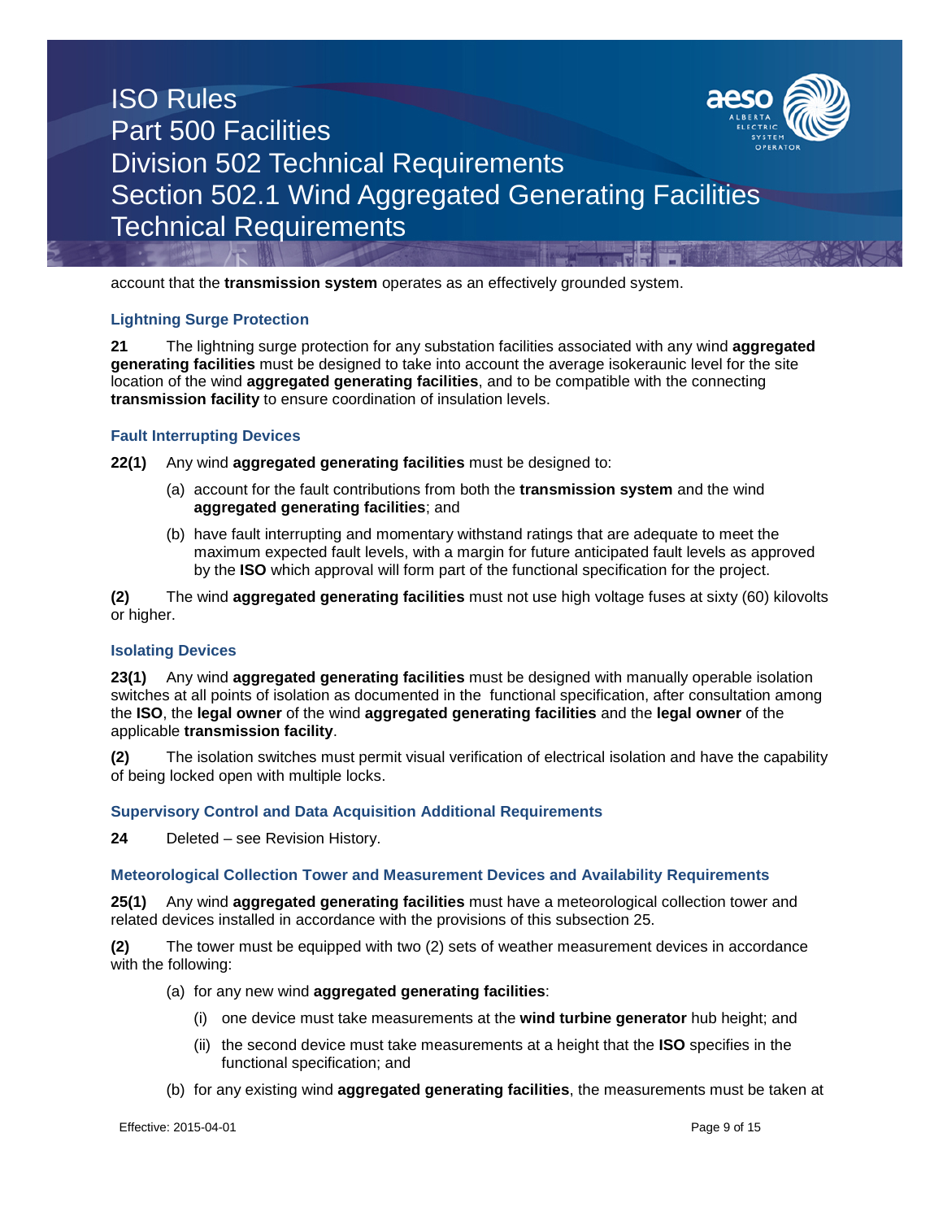account that the **transmission system** operates as an effectively grounded system.

### Lightning Surge Protection

**21** The lightning surge protection for any substation facilities associated with any wind **aggregated generating facilities** must be designed to take into account the average isokeraunic level for the site location of the wind **aggregated generating facilities**, and to be compatible with the connecting **transmission facility** to ensure coordination of insulation levels.

### Fault Interrupting Devices

**22(1)** Any wind **aggregated generating facilities** must be designed to:

(a) account for the fault contributions from both the **transmission system** and the wind **aggregated generating facilities**; and

(b) have fault interrupting and momentary withstand ratings that are adequate to meet the maximum expected fault levels, with a margin for future anticipated fault levels as approved by the **ISO** which approval will form part of the functional specification for the project.

**(2)** The wind **aggregated generating facilities** must not use high voltage fuses at sixty (60) kilovolts or higher.

### Isolating Devices

**23(1)** Any wind **aggregated generating facilities** must be designed with manually operable isolation switches at all points of isolation as documented in the functional specification, after consultation among the **ISO**, the **legal owner** of the wind **aggregated generating facilities** and the **legal owner** of the applicable **transmission facility**.

**(2)** The isolation switches must permit visual verification of electrical isolation and have the capability of being locked open with multiple locks.

### Supervisory Control and Data Acquisition Additional Requirements

**24** Deleted – see Revision History.

### Meteorological Collection Tower and Measurement Devices and Availability Requirements

**25(1)** Any wind **aggregated generating facilities** must have a meteorological collection tower and related devices installed in accordance with the provisions of this subsection 25.

**(2)** The tower must be equipped with two (2) sets of weather measurement devices in accordance with the following:

(a) for any new wind **aggregated generating facilities**:

(i) one device must take measurements at the **wind turbine generator** hub height; and

(ii) the second device must take measurements at a height that the **ISO** specifies in the functional specification; and

(b) for any existing wind **aggregated generating facilities**, the measurements must be taken at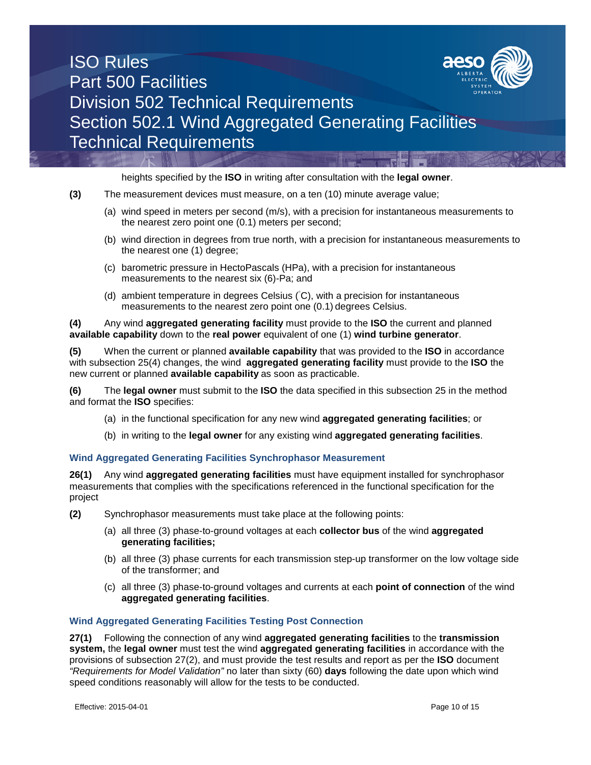heights specified by the **ISO** in writing after consultation with the **legal owner**.

**(3)** The measurement devices must measure, on a ten (10) minute average value;

(a) wind speed in meters per second (m/s), with a precision for instantaneous measurements to the nearest zero point one (0.1) meters per second;

(b) wind direction in degrees from true north, with a precision for instantaneous measurements to the nearest one (1) degree;

(c) barometric pressure in HectoPascals (HPa), with a precision for instantaneous measurements to the nearest six (6)-Pa; and

(d) ambient temperature in degrees Celsius (°C), with a precision for instantaneous measurements to the nearest zero point one (0.1) degrees Celsius.

**(4)** Any wind **aggregated generating facility** must provide to the **ISO** the current and planned **available capability** down to the **real power** equivalent of one (1) **wind turbine generator**.

**(5)** When the current or planned **available capability** that was provided to the **ISO** in accordance with subsection 25(4) changes, the wind **aggregated generating facility** must provide to the **ISO** the new current or planned **available capability** as soon as practicable.

**(6)** The **legal owner** must submit to the **ISO** the data specified in this subsection 25 in the method and format the **ISO** specifies:

(a) in the functional specification for any new wind **aggregated generating facilities**; or

(b) in writing to the **legal owner** for any existing wind **aggregated generating facilities**.

### Wind Aggregated Generating Facilities Synchrophasor Measurement

**26(1)** Any wind **aggregated generating facilities** must have equipment installed for synchrophasor measurements that complies with the specifications referenced in the functional specification for the project

**(2)** Synchrophasor measurements must take place at the following points:

(a) all three (3) phase-to-ground voltages at each **collector bus** of the wind **aggregated generating facilities;**

(b) all three (3) phase currents for each transmission step-up transformer on the low voltage side of the transformer; and

(c) all three (3) phase-to-ground voltages and currents at each **point of connection** of the wind **aggregated generating facilities**.

### Wind Aggregated Generating Facilities Testing Post Connection

**27(1)** Following the connection of any wind **aggregated generating facilities** to the **transmission system,** the **legal owner** must test the wind **aggregated generating facilities** in accordance with the provisions of subsection 27(2), and must provide the test results and report as per the **ISO** document *"Requirements for Model Validation"* no later than sixty (60) **days** following the date upon which wind speed conditions reasonably will allow for the tests to be conducted.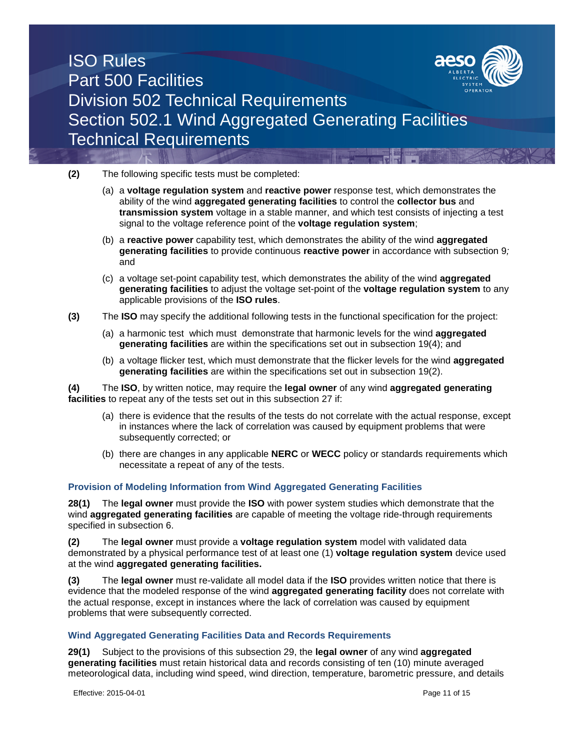**(2)** The following specific tests must be completed:

(a) a **voltage regulation system** and **reactive power** response test, which demonstrates the ability of the wind **aggregated generating facilities** to control the **collector bus** and **transmission system** voltage in a stable manner, and which test consists of injecting a test signal to the voltage reference point of the **voltage regulation system**;

(b) a **reactive power** capability test, which demonstrates the ability of the wind **aggregated generating facilities** to provide continuous **reactive power** in accordance with subsection 9*;* and

(c) a voltage set-point capability test, which demonstrates the ability of the wind **aggregated generating facilities** to adjust the voltage set-point of the **voltage regulation system** to any applicable provisions of the **ISO rules**.

**(3)** The **ISO** may specify the additional following tests in the functional specification for the project:

(a) a harmonic test which must demonstrate that harmonic levels for the wind **aggregated generating facilities** are within the specifications set out in subsection 19(4); and

(b) a voltage flicker test, which must demonstrate that the flicker levels for the wind **aggregated generating facilities** are within the specifications set out in subsection 19(2).

**(4)** The **ISO**, by written notice, may require the **legal owner** of any wind **aggregated generating facilities** to repeat any of the tests set out in this subsection 27 if:

(a) there is evidence that the results of the tests do not correlate with the actual response, except in instances where the lack of correlation was caused by equipment problems that were subsequently corrected; or

(b) there are changes in any applicable **NERC** or **WECC** policy or standards requirements which necessitate a repeat of any of the tests.

### Provision of Modeling Information from Wind Aggregated Generating Facilities

**28(1)** The **legal owner** must provide the **ISO** with power system studies which demonstrate that the wind **aggregated generating facilities** are capable of meeting the voltage ride-through requirements specified in subsection 6.

**(2)** The **legal owner** must provide a **voltage regulation system** model with validated data demonstrated by a physical performance test of at least one (1) **voltage regulation system** device used at the wind **aggregated generating facilities.**

**(3)** The **legal owner** must re-validate all model data if the **ISO** provides written notice that there is evidence that the modeled response of the wind **aggregated generating facility** does not correlate with the actual response, except in instances where the lack of correlation was caused by equipment problems that were subsequently corrected.

### Wind Aggregated Generating Facilities Data and Records Requirements

**29(1)** Subject to the provisions of this subsection 29, the **legal owner** of any wind **aggregated generating facilities** must retain historical data and records consisting of ten (10) minute averaged meteorological data, including wind speed, wind direction, temperature, barometric pressure, and details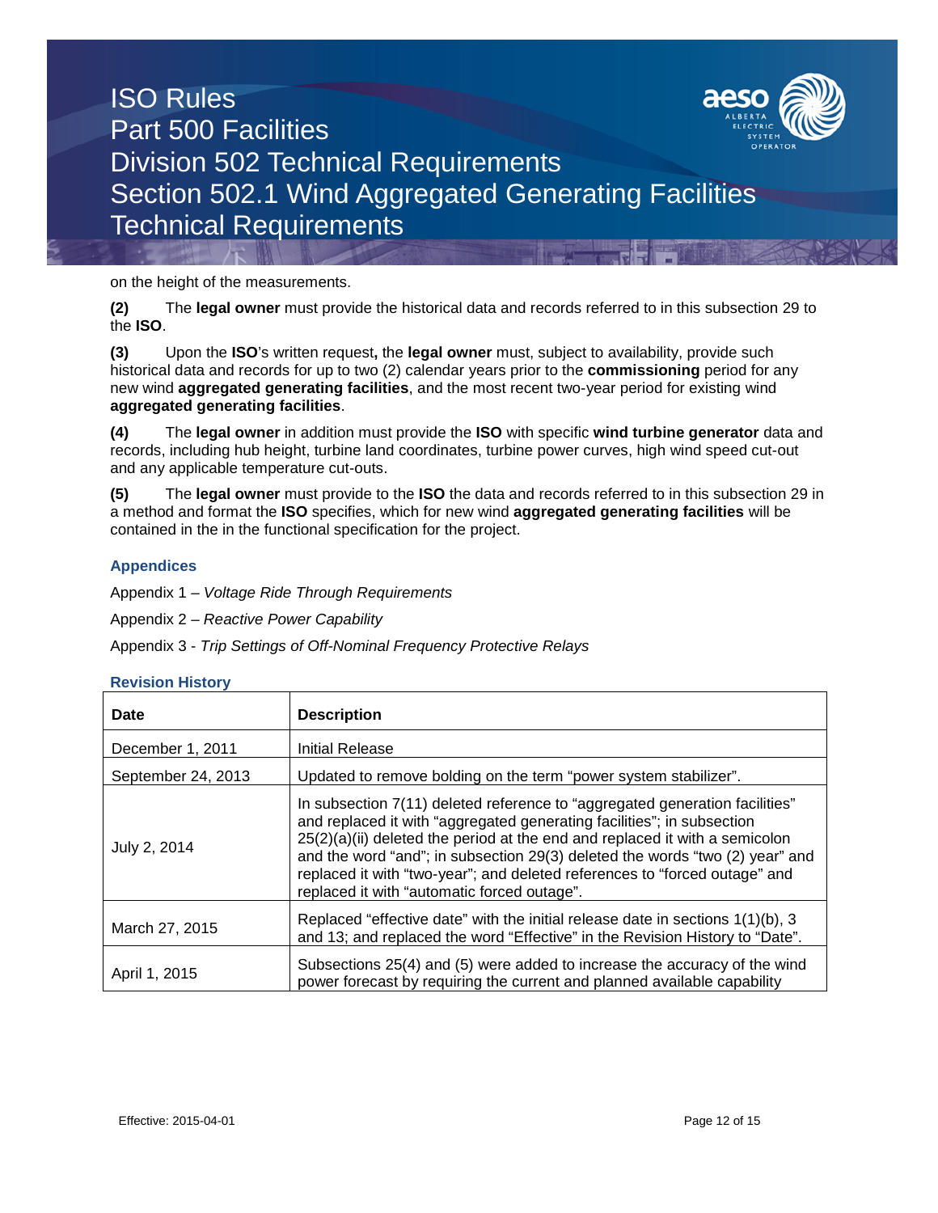on the height of the measurements.

**(2)** The **legal owner** must provide the historical data and records referred to in this subsection 29 to the **ISO**.

**(3)** Upon the **ISO**'s written request**,** the **legal owner** must, subject to availability, provide such historical data and records for up to two (2) calendar years prior to the **commissioning** period for any new wind **aggregated generating facilities**, and the most recent two-year period for existing wind **aggregated generating facilities**.

**(4)** The **legal owner** in addition must provide the **ISO** with specific **wind turbine generator** data and records, including hub height, turbine land coordinates, turbine power curves, high wind speed cut-out and any applicable temperature cut-outs.

**(5)** The **legal owner** must provide to the **ISO** the data and records referred to in this subsection 29 in a method and format the **ISO** specifies, which for new wind **aggregated generating facilities** will be contained in the in the functional specification for the project.

### Appendices

Appendix 1 – *Voltage Ride Through Requirements*

Appendix 2 – *Reactive Power Capability*

Appendix 3 - *Trip Settings of Off-Nominal Frequency Protective Relays*

### Revision History

| Date | Description |
|---|---|
| December 1, 2011 | Initial Release |
| September 24, 2013 | Updated to remove bolding on the term "power system stabilizer". |
| July 2, 2014 | In subsection 7(11) deleted reference to "aggregated generation facilities" and replaced it with "aggregated generating facilities"; in subsection 25(2)(a)(ii) deleted the period at the end and replaced it with a semicolon and the word "and"; in subsection 29(3) deleted the words "two (2) year" and replaced it with "two-year"; and deleted references to "forced outage" and replaced it with "automatic forced outage". |
| March 27, 2015 | Replaced "effective date" with the initial release date in sections 1(1)(b), 3 and 13; and replaced the word "Effective" in the Revision History to "Date". |
| April 1, 2015 | Subsections 25(4) and (5) were added to increase the accuracy of the wind power forecast by requiring the current and planned available capability |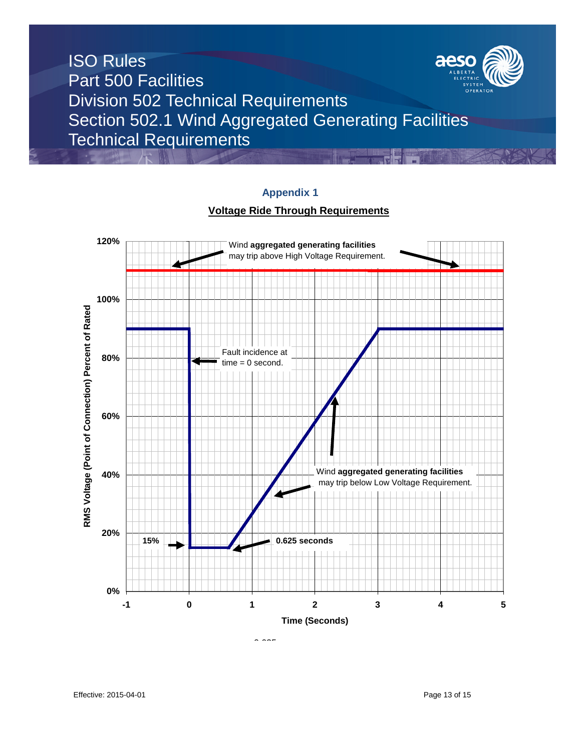## Appendix 1

**Voltage Ride Through Requirements**

120%

Wind **aggregated generating facilities** may trip above High Voltage Requirement.

100%

80%

Fault incidence at time = 0 second.

60%

40%

Wind **aggregated generating facilities** may trip below Low Voltage Requirement.

20%

**15%**

**0.625 seconds**

0%

RMS Voltage (Point of Connection) Percent of Rated

-1 0 1 2 3 4 5

Time (Seconds)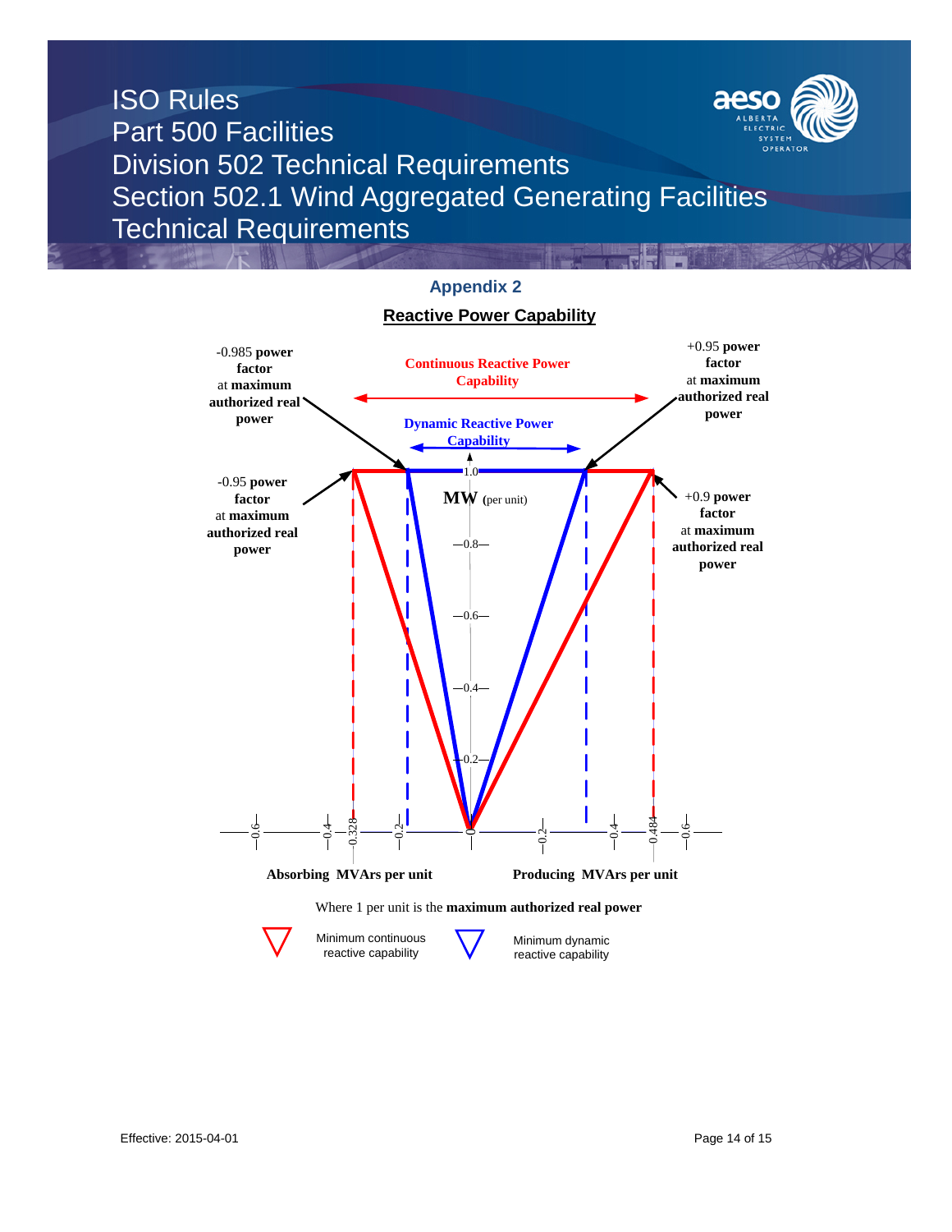## Appendix 2

### Reactive Power Capability

-0.985 **power factor** at **maximum authorized real power**

+0.95 **power factor** at **maximum authorized real power**

**Continuous Reactive Power Capability**

**Dynamic Reactive Power Capability**

-0.95 **power factor** at **maximum authorized real power**

+0.9 **power factor** at **maximum authorized real power**

**MW** (per unit)

1.0, 0.8, 0.6, 0.4, 0.2

-0.6, -0.4, -0.328, -0.2, 0, 0.2, 0.4, 0.484, 0.6

**Absorbing MVArs per unit** | **Producing MVArs per unit**

Where 1 per unit is the **maximum authorized real power**

Minimum continuous reactive capability

Minimum dynamic reactive capability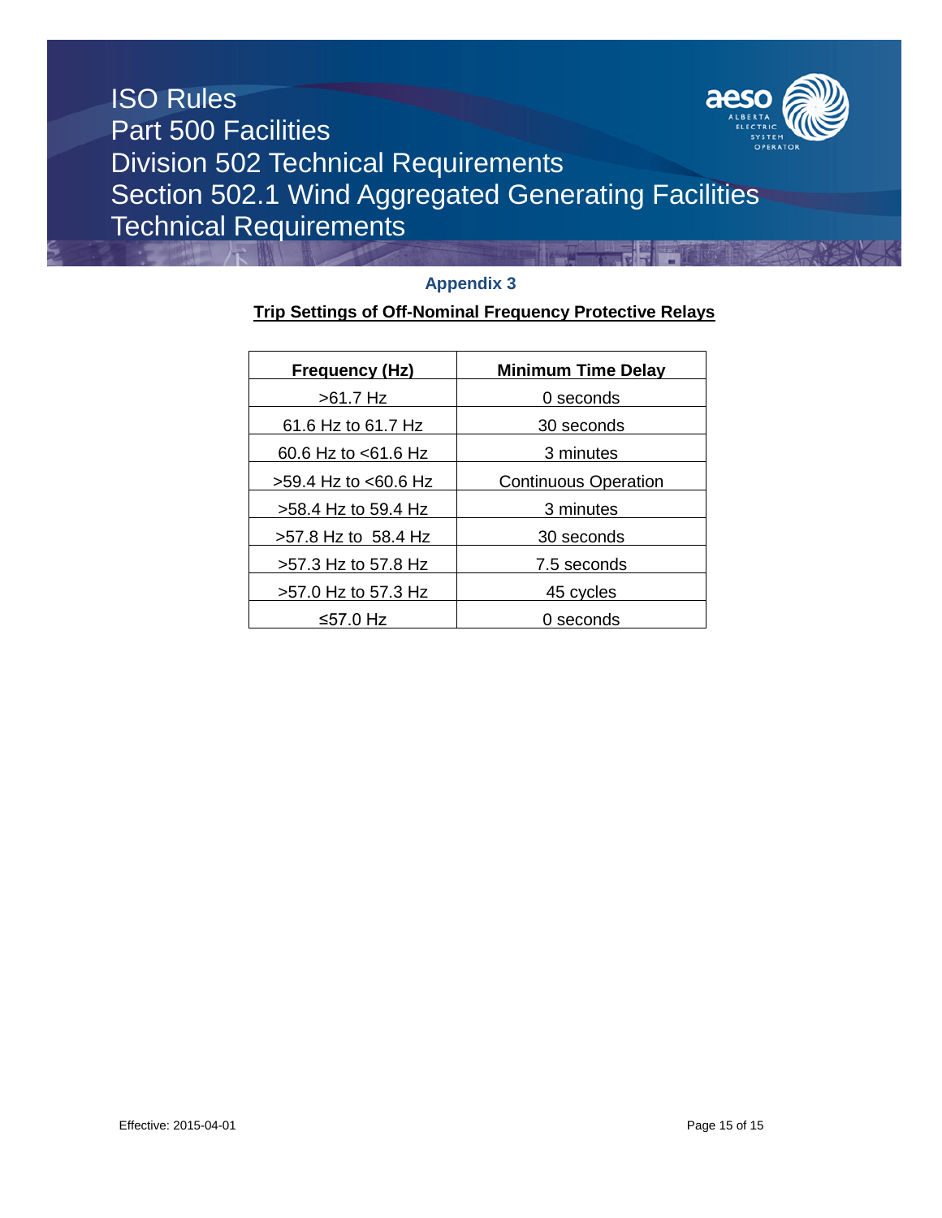## Appendix 3

**Trip Settings of Off-Nominal Frequency Protective Relays**

| Frequency (Hz) | Minimum Time Delay |
|---|---|
| >61.7 Hz | 0 seconds |
| 61.6 Hz to 61.7 Hz | 30 seconds |
| 60.6 Hz to <61.6 Hz | 3 minutes |
| >59.4 Hz to <60.6 Hz | Continuous Operation |
| >58.4 Hz to 59.4 Hz | 3 minutes |
| >57.8 Hz to 58.4 Hz | 30 seconds |
| >57.3 Hz to 57.8 Hz | 7.5 seconds |
| >57.0 Hz to 57.3 Hz | 45 cycles |
| ≤57.0 Hz | 0 seconds |